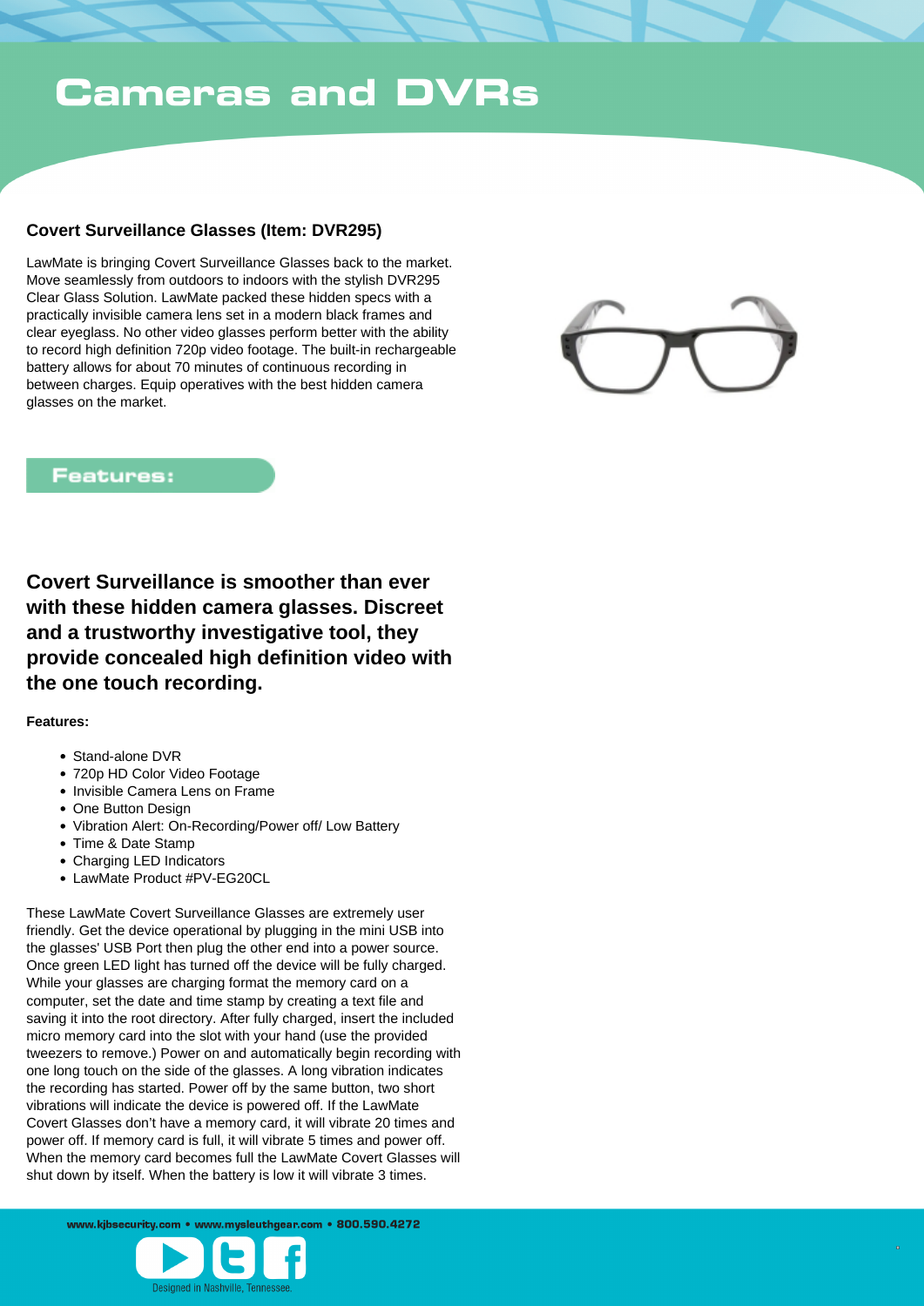# Cameras and DVRs

### Covert Surveillance Glasses (Item: DVR295)

LawMate is bringing Covert Surveillance Glasses back to the market. Move seamlessly from outdoors to indoors with the stylish DVR295 Clear Glass Solution. LawMate packed these hidden specs with a practically invisible camera lens set in a modern black frames and clear eyeglass. No other video glasses perform better with the ability to record high definition 720p video footage. The built-in rechargeable battery allows for about 70 minutes of continuous recording in between charges. Equip operatives with the best hidden camera glasses on the market.

## Features:

### Covert Surveillance is smoother than ever with these hidden camera glasses. Discreet and a trustworthy investigative tool, they provide concealed high definition video with the one touch recording.

**Features:**

- Stand-alone DVR
- 720p HD Color Video Footage
- Invisible Camera Lens on Frame
- One Button Design
- Vibration Alert: On-Recording/Power off/ Low Battery
- Time & Date Stamp
- Charging LED Indicators
- LawMate Product #PV-EG20CL

These LawMate Covert Surveillance Glasses are extremely user friendly. Get the device operational by plugging in the mini USB into the glasses' USB Port then plug the other end into a power source. Once green LED light has turned off the device will be fully charged. While your glasses are charging format the memory card on a computer, set the date and time stamp by creating a text file and saving it into the root directory. After fully charged, insert the included micro memory card into the slot with your hand (use the provided tweezers to remove.) Power on and automatically begin recording with one long touch on the side of the glasses. A long vibration indicates the recording has started. Power off by the same button, two short vibrations will indicate the device is powered off. If the LawMate Covert Glasses don't have a memory card, it will vibrate 20 times and power off. If memory card is full, it will vibrate 5 times and power off. When the memory card becomes full the LawMate Covert Glasses will shut down by itself. When the battery is low it will vibrate 3 times.

www.kjbsecurity.com • www.mysleuthgear.com • 800.590.4272

Designed in Nashville, Tennessee.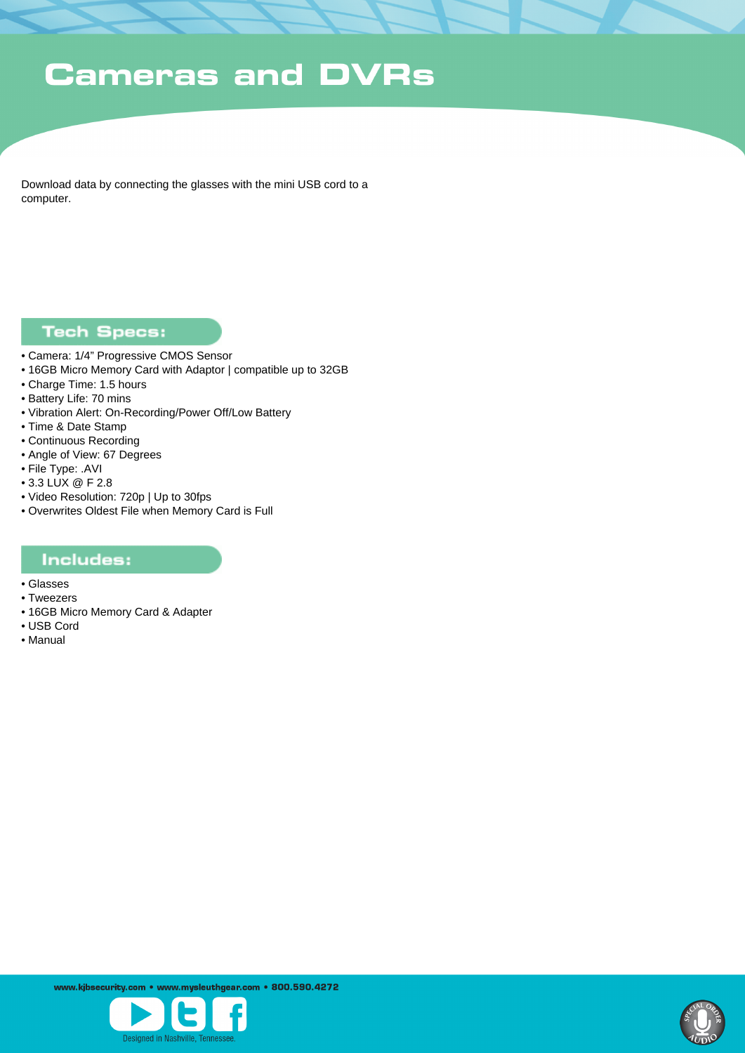# Cameras and DVRs

Download data by connecting the glasses with the mini USB cord to a computer.

## Tech Specs:

- Camera: 1/4" Progressive CMOS Sensor
- 16GB Micro Memory Card with Adaptor | compatible up to 32GB
- Charge Time: 1.5 hours
- Battery Life: 70 mins
- Vibration Alert: On-Recording/Power Off/Low Battery
- Time & Date Stamp
- Continuous Recording
- Angle of View: 67 Degrees
- File Type: .AVI
- 3.3 LUX @ F 2.8
- Video Resolution: 720p | Up to 30fps
- Overwrites Oldest File when Memory Card is Full

## Includes:

- Glasses
- Tweezers
- 16GB Micro Memory Card & Adapter
- USB Cord
- Manual